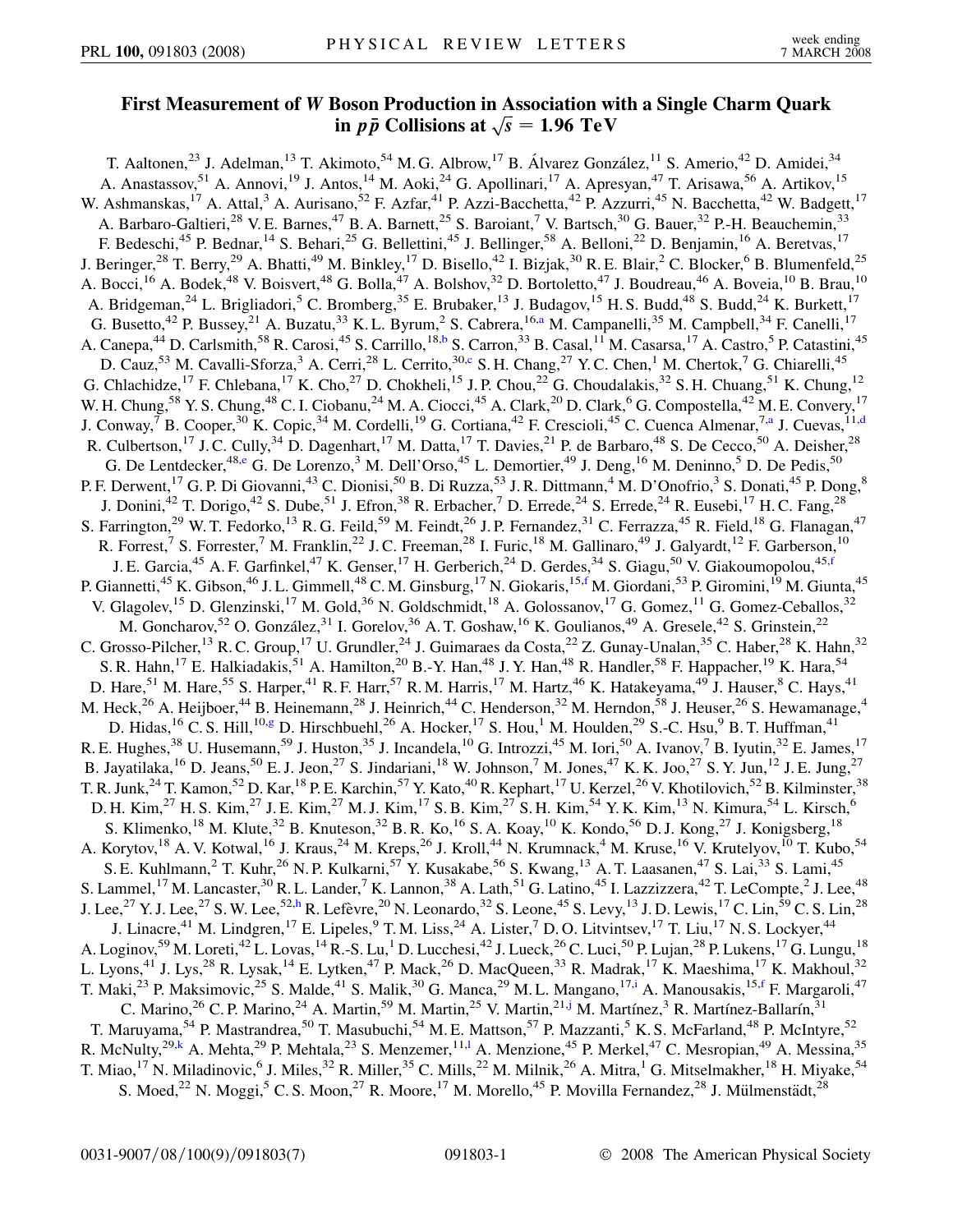# First Measurement of $W$ Boson Production in Association with a Single Charm Quark in $p\bar{p}$ Collisions at $\sqrt{s} = 1.96$ TeV

T. Aaltonen,[23] J. Adelman,[13] T. Akimoto,[54] M. G. Albrow,[17] B. Álvarez González,[11] S. Amerio,[42] D. Amidei,[34] A. Anastassov,[51] A. Annovi,[19] J. Antos,[14] M. Aoki,[24] G. Apollinari,[17] A. Apresyan,[47] T. Arisawa,[56] A. Artikov,[15] W. Ashmanskas,[17] A. Attal,[3] A. Aurisano,[52] F. Azfar,[41] P. Azzi-Bacchetta,[42] P. Azzurri,[45] N. Bacchetta,[42] W. Badgett,[17] A. Barbaro-Galtieri,[28] V. E. Barnes,[47] B. A. Barnett,[25] S. Baroiant,[7] V. Bartsch,[30] G. Bauer,[32] P.-H. Beauchemin,[33] F. Bedeschi,[45] P. Bednar,[14] S. Behari,[25] G. Bellettini,[45] J. Bellinger,[58] A. Belloni,[22] D. Benjamin,[16] A. Beretvas,[17] J. Beringer,[28] T. Berry,[29] A. Bhatti,[49] M. Binkley,[17] D. Bisello,[42] I. Bizjak,[30] R. E. Blair,[2] C. Blocker,[6] B. Blumenfeld,[25] A. Bocci,[16] A. Bodek,[48] V. Boisvert,[48] G. Bolla,[47] A. Bolshov,[32] D. Bortoletto,[47] J. Boudreau,[46] A. Boveia,[10] B. Brau,[10] A. Bridgeman,[24] L. Brigliadori,[5] C. Bromberg,[35] E. Brubaker,[13] J. Budagov,[15] H. S. Budd,[48] S. Budd,[24] K. Burkett,[17] G. Busetto,[42] P. Bussey,[21] A. Buzatu,[33] K. L. Byrum,[2] S. Cabrera,[16,a] M. Campanelli,[35] M. Campbell,[34] F. Canelli,[17] A. Canepa,[44] D. Carlsmith,[58] R. Carosi,[45] S. Carrillo,[18,b] S. Carron,[33] B. Casal,[11] M. Casarsa,[17] A. Castro,[5] P. Catastini,[45] D. Cauz,[53] M. Cavalli-Sforza,[3] A. Cerri,[28] L. Cerrito,[30,c] S. H. Chang,[27] Y. C. Chen,[1] M. Chertok,[7] G. Chiarelli,[45] G. Chlachidze,[17] F. Chlebana,[17] K. Cho,[27] D. Chokheli,[15] J. P. Chou,[22] G. Choudalakis,[32] S. H. Chuang,[51] K. Chung,[12] W. H. Chung,[58] Y. S. Chung,[48] C. I. Ciobanu,[24] M. A. Ciocci,[45] A. Clark,[20] D. Clark,[6] G. Compostella,[42] M. E. Convery,[17] J. Conway,[7] B. Cooper,[30] K. Copic,[34] M. Cordelli,[19] G. Cortiana,[42] F. Crescioli,[45] C. Cuenca Almenar,[7,a] J. Cuevas,[11,d] R. Culbertson,[17] J. C. Cully,[34] D. Dagenhart,[17] M. Datta,[17] T. Davies,[21] P. de Barbaro,[48] S. De Cecco,[50] A. Deisher,[28] G. De Lentdecker,[48,e] G. De Lorenzo,[3] M. Dell'Orso,[45] L. Demortier,[49] J. Deng,[16] M. Deninno,[5] D. De Pedis,[50] P. F. Derwent,[17] G. P. Di Giovanni,[43] C. Dionisi,[50] B. Di Ruzza,[53] J. R. Dittmann,[4] M. D'Onofrio,[3] S. Donati,[45] P. Dong,[8] J. Donini,[42] T. Dorigo,[42] S. Dube,[51] J. Efron,[38] R. Erbacher,[7] D. Errede,[24] S. Errede,[24] R. Eusebi,[17] H. C. Fang,[28] S. Farrington,[29] W. T. Fedorko,[13] R. G. Feild,[59] M. Feindt,[26] J. P. Fernandez,[31] C. Ferrazza,[45] R. Field,[18] G. Flanagan,[47] R. Forrest,[7] S. Forrester,[7] M. Franklin,[22] J. C. Freeman,[28] I. Furic,[18] M. Gallinaro,[49] J. Galyardt,[12] F. Garberson,[10] J. E. Garcia,[45] A. F. Garfinkel,[47] K. Genser,[17] H. Gerberich,[24] D. Gerdes,[34] S. Giagu,[50] V. Giakoumopolou,[45,f] P. Giannetti,[45] K. Gibson,[46] J. L. Gimmell,[48] C. M. Ginsburg,[17] N. Giokaris,[15,f] M. Giordani,[53] P. Giromini,[19] M. Giunta,[45] V. Glagolev,[15] D. Glenzinski,[17] M. Gold,[36] N. Goldschmidt,[18] A. Golossanov,[17] G. Gomez,[11] G. Gomez-Ceballos,[32] M. Goncharov,[52] O. González,[31] I. Gorelov,[36] A. T. Goshaw,[16] K. Goulianos,[49] A. Gresele,[42] S. Grinstein,[22] C. Grosso-Pilcher,[13] R. C. Group,[17] U. Grundler,[24] J. Guimaraes da Costa,[22] Z. Gunay-Unalan,[35] C. Haber,[28] K. Hahn,[32] S. R. Hahn,[17] E. Halkiadakis,[51] A. Hamilton,[20] B.-Y. Han,[48] J. Y. Han,[48] R. Handler,[58] F. Happacher,[19] K. Hara,[54] D. Hare,[51] M. Hare,[55] S. Harper,[41] R. F. Harr,[57] R. M. Harris,[17] M. Hartz,[46] K. Hatakeyama,[49] J. Hauser,[8] C. Hays,[41] M. Heck,[26] A. Heijboer,[44] B. Heinemann,[28] J. Heinrich,[44] C. Henderson,[32] M. Herndon,[58] J. Heuser,[26] S. Hewamanage,[4] D. Hidas,[16] C. S. Hill,[10,g] D. Hirschbuehl,[26] A. Hocker,[17] S. Hou,[1] M. Houlden,[29] S.-C. Hsu,[9] B. T. Huffman,[41] R. E. Hughes,[38] U. Husemann,[59] J. Huston,[35] J. Incandela,[10] G. Introzzi,[45] M. Iori,[50] A. Ivanov,[7] B. Iyutin,[32] E. James,[17] B. Jayatilaka,[16] D. Jeans,[50] E. J. Jeon,[27] S. Jindariani,[18] W. Johnson,[7] M. Jones,[47] K. K. Joo,[27] S. Y. Jun,[12] J. E. Jung,[27] T. R. Junk,[24] T. Kamon,[52] D. Kar,[18] P. E. Karchin,[57] Y. Kato,[40] R. Kephart,[17] U. Kerzel,[26] V. Khotilovich,[52] B. Kilminster,[38] D. H. Kim,[27] H. S. Kim,[27] J. E. Kim,[27] M. J. Kim,[17] S. B. Kim,[27] S. H. Kim,[54] Y. K. Kim,[13] N. Kimura,[54] L. Kirsch,[6] S. Klimenko,[18] M. Klute,[32] B. Knuteson,[32] B. R. Ko,[16] S. A. Koay,[10] K. Kondo,[56] D. J. Kong,[27] J. Konigsberg,[18] A. Korytov,[18] A. V. Kotwal,[16] J. Kraus,[24] M. Kreps,[26] J. Kroll,[44] N. Krumnack,[4] M. Kruse,[16] V. Krutelyov,[10] T. Kubo,[54] S. E. Kuhlmann,[2] T. Kuhr,[26] N. P. Kulkarni,[57] Y. Kusakabe,[56] S. Kwang,[13] A. T. Laasanen,[47] S. Lai,[33] S. Lami,[45] S. Lammel,[17] M. Lancaster,[30] R. L. Lander,[7] K. Lannon,[38] A. Lath,[51] G. Latino,[45] I. Lazzizzera,[42] T. LeCompte,[2] J. Lee,[48] J. Lee,[27] Y. J. Lee,[27] S. W. Lee,[52,h] R. Lefèvre,[20] N. Leonardo,[32] S. Leone,[45] S. Levy,[13] J. D. Lewis,[17] C. Lin,[59] C. S. Lin,[28] J. Linacre,[41] M. Lindgren,[17] E. Lipeles,[9] T. M. Liss,[24] A. Lister,[7] D. O. Litvintsev,[17] T. Liu,[17] N. S. Lockyer,[44] A. Loginov,[59] M. Loreti,[42] L. Lovas,[14] R.-S. Lu,[1] D. Lucchesi,[42] J. Lueck,[26] C. Luci,[50] P. Lujan,[28] P. Lukens,[17] G. Lungu,[18] L. Lyons,[41] J. Lys,[28] R. Lysak,[14] E. Lytken,[47] P. Mack,[26] D. MacQueen,[33] R. Madrak,[17] K. Maeshima,[17] K. Makhoul,[32] T. Maki,[23] P. Maksimovic,[25] S. Malde,[41] S. Malik,[30] G. Manca,[29] M. L. Mangano,[17,i] A. Manousakis,[15,f] F. Margaroli,[47] C. Marino,[26] C. P. Marino,[24] A. Martin,[59] M. Martin,[25] V. Martin,[21,j] M. Martínez,[3] R. Martínez-Ballarín,[31] T. Maruyama,[54] P. Mastrandrea,[50] T. Masubuchi,[54] M. E. Mattson,[57] P. Mazzanti,[5] K. S. McFarland,[48] P. McIntyre,[52] R. McNulty,[29,k] A. Mehta,[29] P. Mehtala,[23] S. Menzemer,[11,l] A. Menzione,[45] P. Merkel,[47] C. Mesropian,[49] A. Messina,[35] T. Miao,[17] N. Miladinovic,[6] J. Miles,[32] R. Miller,[35] C. Mills,[22] M. Milnik,[26] A. Mitra,[1] G. Mitselmakher,[18] H. Miyake,[54] S. Moed,[22] N. Moggi,[5] C. S. Moon,[27] R. Moore,[17] M. Morello,[45] P. Movilla Fernandez,[28] J. Mülmenstädt,[28]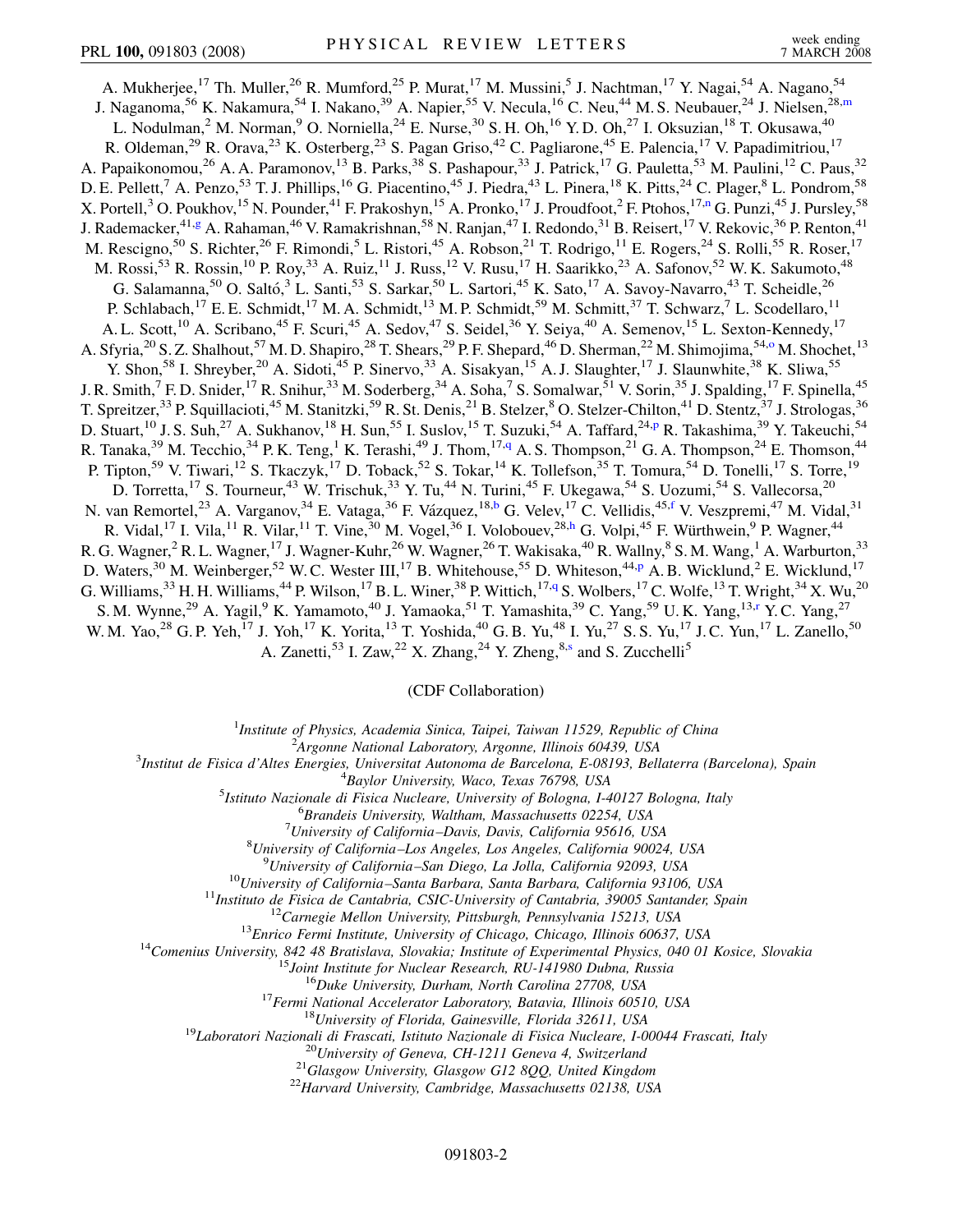A. Mukherjee,[17] Th. Muller,[26] R. Mumford,[25] P. Murat,[17] M. Mussini,[5] J. Nachtman,[17] Y. Nagai,[54] A. Nagano,[54] J. Naganoma,[56] K. Nakamura,[54] I. Nakano,[39] A. Napier,[55] V. Necula,[16] C. Neu,[44] M. S. Neubauer,[24] J. Nielsen,[28,m] L. Nodulman,[2] M. Norman,[9] O. Norniella,[24] E. Nurse,[30] S. H. Oh,[16] Y. D. Oh,[27] I. Oksuzian,[18] T. Okusawa,[40] R. Oldeman,[29] R. Orava,[23] K. Osterberg,[23] S. Pagan Griso,[42] C. Pagliarone,[45] E. Palencia,[17] V. Papadimitriou,[17] A. Papaikonomou,[26] A. A. Paramonov,[13] B. Parks,[38] S. Pashapour,[33] J. Patrick,[17] G. Pauletta,[53] M. Paulini,[12] C. Paus,[32] D. E. Pellett,[7] A. Penzo,[53] T. J. Phillips,[16] G. Piacentino,[45] J. Piedra,[43] L. Pinera,[18] K. Pitts,[24] C. Plager,[8] L. Pondrom,[58] X. Portell,[3] O. Poukhov,[15] N. Pounder,[41] F. Prakoshyn,[15] A. Pronko,[17] J. Proudfoot,[2] F. Ptohos,[17,n] G. Punzi,[45] J. Pursley,[58] J. Rademacker,[41,g] A. Rahaman,[46] V. Ramakrishnan,[58] N. Ranjan,[47] I. Redondo,[31] B. Reisert,[17] V. Rekovic,[36] P. Renton,[41] M. Rescigno,[50] S. Richter,[26] F. Rimondi,[5] L. Ristori,[45] A. Robson,[21] T. Rodrigo,[11] E. Rogers,[24] S. Rolli,[55] R. Roser,[17] M. Rossi,[53] R. Rossin,[10] P. Roy,[33] A. Ruiz,[11] J. Russ,[12] V. Rusu,[17] H. Saarikko,[23] A. Safonov,[52] W. K. Sakumoto,[48] G. Salamanna,[50] O. Saltó,[3] L. Santi,[53] S. Sarkar,[50] L. Sartori,[45] K. Sato,[17] A. Savoy-Navarro,[43] T. Scheidle,[26] P. Schlabach,[17] E. E. Schmidt,[17] M. A. Schmidt,[13] M. P. Schmidt,[59] M. Schmitt,[37] T. Schwarz,[7] L. Scodellaro,[11] A. L. Scott,[10] A. Scribano,[45] F. Scuri,[45] A. Sedov,[47] S. Seidel,[36] Y. Seiya,[40] A. Semenov,[15] L. Sexton-Kennedy,[17] A. Sfyria,[20] S. Z. Shalhout,[57] M. D. Shapiro,[28] T. Shears,[29] P. F. Shepard,[46] D. Sherman,[22] M. Shimojima,[54,o] M. Shochet,[13] Y. Shon,[58] I. Shreyber,[20] A. Sidoti,[45] P. Sinervo,[33] A. Sisakyan,[15] A. J. Slaughter,[17] J. Slaunwhite,[38] K. Sliwa,[55] J. R. Smith,[7] F. D. Snider,[17] R. Snihur,[33] M. Soderberg,[34] A. Soha,[7] S. Somalwar,[51] V. Sorin,[35] J. Spalding,[17] F. Spinella,[45] T. Spreitzer,[33] P. Squillacioti,[45] M. Stanitzki,[59] R. St. Denis,[21] B. Stelzer,[8] O. Stelzer-Chilton,[41] D. Stentz,[37] J. Strologas,[36] D. Stuart,[10] J. S. Suh,[27] A. Sukhanov,[18] H. Sun,[55] I. Suslov,[15] T. Suzuki,[54] A. Taffard,[24,p] R. Takashima,[39] Y. Takeuchi,[54] R. Tanaka,[39] M. Tecchio,[34] P. K. Teng,[1] K. Terashi,[49] J. Thom,[17,q] A. S. Thompson,[21] G. A. Thompson,[24] E. Thomson,[44] P. Tipton,[59] V. Tiwari,[12] S. Tkaczyk,[17] D. Toback,[52] S. Tokar,[14] K. Tollefson,[35] T. Tomura,[54] D. Tonelli,[17] S. Torre,[19] D. Torretta,[17] S. Tourneur,[43] W. Trischuk,[33] Y. Tu,[44] N. Turini,[45] F. Ukegawa,[54] S. Uozumi,[54] S. Vallecorsa,[20] N. van Remortel,[23] A. Varganov,[34] E. Vataga,[36] F. Vázquez,[18,b] G. Velev,[17] C. Vellidis,[45,f] V. Veszpremi,[47] M. Vidal,[31] R. Vidal,[17] I. Vila,[11] R. Vilar,[11] T. Vine,[30] M. Vogel,[36] I. Volobouev,[28,h] G. Volpi,[45] F. Würthwein,[9] P. Wagner,[44] R. G. Wagner,[2] R. L. Wagner,[17] J. Wagner-Kuhr,[26] W. Wagner,[26] T. Wakisaka,[40] R. Wallny,[8] S. M. Wang,[1] A. Warburton,[33] D. Waters,[30] M. Weinberger,[52] W. C. Wester III,[17] B. Whitehouse,[55] D. Whiteson,[44,p] A. B. Wicklund,[2] E. Wicklund,[17] G. Williams,[33] H. H. Williams,[44] P. Wilson,[17] B. L. Winer,[38] P. Wittich,[17,q] S. Wolbers,[17] C. Wolfe,[13] T. Wright,[34] X. Wu,[20] S. M. Wynne,[29] A. Yagil,[9] K. Yamamoto,[40] J. Yamaoka,[51] T. Yamashita,[39] C. Yang,[59] U. K. Yang,[13,r] Y. C. Yang,[27] W. M. Yao,[28] G. P. Yeh,[17] J. Yoh,[17] K. Yorita,[13] T. Yoshida,[40] G. B. Yu,[48] I. Yu,[27] S. S. Yu,[17] J. C. Yun,[17] L. Zanello,[50] A. Zanetti,[53] I. Zaw,[22] X. Zhang,[24] Y. Zheng,[8,s] and S. Zucchelli[5]

(CDF Collaboration)

[1]*Institute of Physics, Academia Sinica, Taipei, Taiwan 11529, Republic of China*
[2]*Argonne National Laboratory, Argonne, Illinois 60439, USA*
[3]*Institut de Fisica d'Altes Energies, Universitat Autonoma de Barcelona, E-08193, Bellaterra (Barcelona), Spain*
[4]*Baylor University, Waco, Texas 76798, USA*
[5]*Istituto Nazionale di Fisica Nucleare, University of Bologna, I-40127 Bologna, Italy*
[6]*Brandeis University, Waltham, Massachusetts 02254, USA*
[7]*University of California–Davis, Davis, California 95616, USA*
[8]*University of California–Los Angeles, Los Angeles, California 90024, USA*
[9]*University of California–San Diego, La Jolla, California 92093, USA*
[10]*University of California–Santa Barbara, Santa Barbara, California 93106, USA*
[11]*Instituto de Fisica de Cantabria, CSIC-University of Cantabria, 39005 Santander, Spain*
[12]*Carnegie Mellon University, Pittsburgh, Pennsylvania 15213, USA*
[13]*Enrico Fermi Institute, University of Chicago, Chicago, Illinois 60637, USA*
[14]*Comenius University, 842 48 Bratislava, Slovakia; Institute of Experimental Physics, 040 01 Kosice, Slovakia*
[15]*Joint Institute for Nuclear Research, RU-141980 Dubna, Russia*
[16]*Duke University, Durham, North Carolina 27708, USA*
[17]*Fermi National Accelerator Laboratory, Batavia, Illinois 60510, USA*
[18]*University of Florida, Gainesville, Florida 32611, USA*
[19]*Laboratori Nazionali di Frascati, Istituto Nazionale di Fisica Nucleare, I-00044 Frascati, Italy*
[20]*University of Geneva, CH-1211 Geneva 4, Switzerland*
[21]*Glasgow University, Glasgow G12 8QQ, United Kingdom*
[22]*Harvard University, Cambridge, Massachusetts 02138, USA*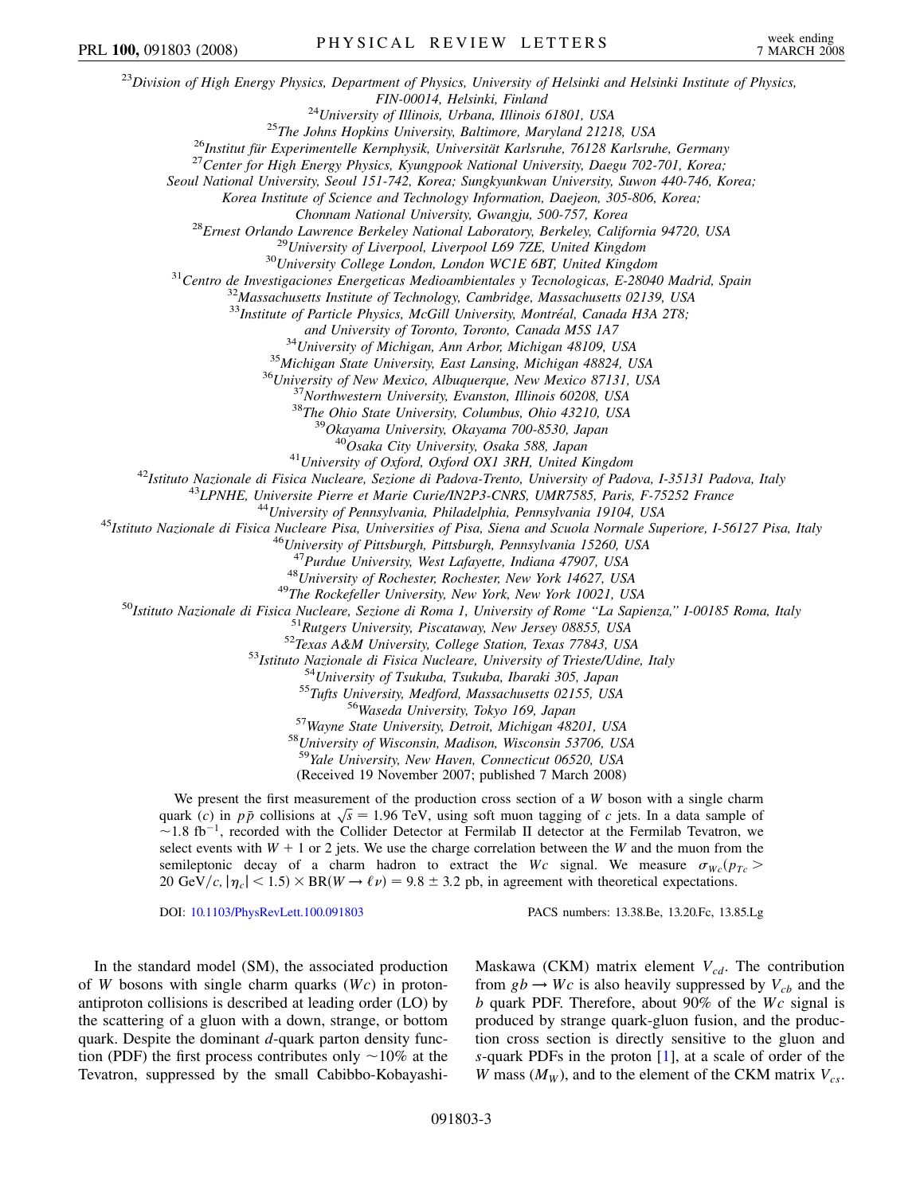[23]*Division of High Energy Physics, Department of Physics, University of Helsinki and Helsinki Institute of Physics, FIN-00014, Helsinki, Finland*
[24]*University of Illinois, Urbana, Illinois 61801, USA*
[25]*The Johns Hopkins University, Baltimore, Maryland 21218, USA*
[26]*Institut für Experimentelle Kernphysik, Universität Karlsruhe, 76128 Karlsruhe, Germany*
[27]*Center for High Energy Physics, Kyungpook National University, Daegu 702-701, Korea; Seoul National University, Seoul 151-742, Korea; Sungkyunkwan University, Suwon 440-746, Korea; Korea Institute of Science and Technology Information, Daejeon, 305-806, Korea; Chonnam National University, Gwangju, 500-757, Korea*
[28]*Ernest Orlando Lawrence Berkeley National Laboratory, Berkeley, California 94720, USA*
[29]*University of Liverpool, Liverpool L69 7ZE, United Kingdom*
[30]*University College London, London WC1E 6BT, United Kingdom*
[31]*Centro de Investigaciones Energeticas Medioambientales y Tecnologicas, E-28040 Madrid, Spain*
[32]*Massachusetts Institute of Technology, Cambridge, Massachusetts 02139, USA*
[33]*Institute of Particle Physics, McGill University, Montréal, Canada H3A 2T8; and University of Toronto, Toronto, Canada M5S 1A7*
[34]*University of Michigan, Ann Arbor, Michigan 48109, USA*
[35]*Michigan State University, East Lansing, Michigan 48824, USA*
[36]*University of New Mexico, Albuquerque, New Mexico 87131, USA*
[37]*Northwestern University, Evanston, Illinois 60208, USA*
[38]*The Ohio State University, Columbus, Ohio 43210, USA*
[39]*Okayama University, Okayama 700-8530, Japan*
[40]*Osaka City University, Osaka 588, Japan*
[41]*University of Oxford, Oxford OX1 3RH, United Kingdom*
[42]*Istituto Nazionale di Fisica Nucleare, Sezione di Padova-Trento, University of Padova, I-35131 Padova, Italy*
[43]*LPNHE, Universite Pierre et Marie Curie/IN2P3-CNRS, UMR7585, Paris, F-75252 France*
[44]*University of Pennsylvania, Philadelphia, Pennsylvania 19104, USA*
[45]*Istituto Nazionale di Fisica Nucleare Pisa, Universities of Pisa, Siena and Scuola Normale Superiore, I-56127 Pisa, Italy*
[46]*University of Pittsburgh, Pittsburgh, Pennsylvania 15260, USA*
[47]*Purdue University, West Lafayette, Indiana 47907, USA*
[48]*University of Rochester, Rochester, New York 14627, USA*
[49]*The Rockefeller University, New York, New York 10021, USA*
[50]*Istituto Nazionale di Fisica Nucleare, Sezione di Roma 1, University of Rome "La Sapienza," I-00185 Roma, Italy*
[51]*Rutgers University, Piscataway, New Jersey 08855, USA*
[52]*Texas A&M University, College Station, Texas 77843, USA*
[53]*Istituto Nazionale di Fisica Nucleare, University of Trieste/Udine, Italy*
[54]*University of Tsukuba, Tsukuba, Ibaraki 305, Japan*
[55]*Tufts University, Medford, Massachusetts 02155, USA*
[56]*Waseda University, Tokyo 169, Japan*
[57]*Wayne State University, Detroit, Michigan 48201, USA*
[58]*University of Wisconsin, Madison, Wisconsin 53706, USA*
[59]*Yale University, New Haven, Connecticut 06520, USA*

(Received 19 November 2007; published 7 March 2008)

We present the first measurement of the production cross section of a $W$ boson with a single charm quark ($c$) in $p\bar{p}$ collisions at $\sqrt{s} = 1.96$ TeV, using soft muon tagging of $c$ jets. In a data sample of $\sim 1.8\ \mathrm{fb}^{-1}$, recorded with the Collider Detector at Fermilab II detector at the Fermilab Tevatron, we select events with $W + 1$ or 2 jets. We use the charge correlation between the $W$ and the muon from the semileptonic decay of a charm hadron to extract the $Wc$ signal. We measure $\sigma_{Wc}(p_{Tc} > 20\ \mathrm{GeV}/c, |\eta_c| < 1.5) \times \mathrm{BR}(W \to \ell\nu) = 9.8 \pm 3.2$ pb, in agreement with theoretical expectations.

DOI: 10.1103/PhysRevLett.100.091803 PACS numbers: 13.38.Be, 13.20.Fc, 13.85.Lg

In the standard model (SM), the associated production of $W$ bosons with single charm quarks ($Wc$) in proton-antiproton collisions is described at leading order (LO) by the scattering of a gluon with a down, strange, or bottom quark. Despite the dominant $d$-quark parton density function (PDF) the first process contributes only $\sim 10\%$ at the Tevatron, suppressed by the small Cabibbo-Kobayashi-Maskawa (CKM) matrix element $V_{cd}$. The contribution from $gb \to Wc$ is also heavily suppressed by $V_{cb}$ and the $b$ quark PDF. Therefore, about 90% of the $Wc$ signal is produced by strange quark-gluon fusion, and the production cross section is directly sensitive to the gluon and $s$-quark PDFs in the proton [1], at a scale of order of the $W$ mass ($M_W$), and to the element of the CKM matrix $V_{cs}$.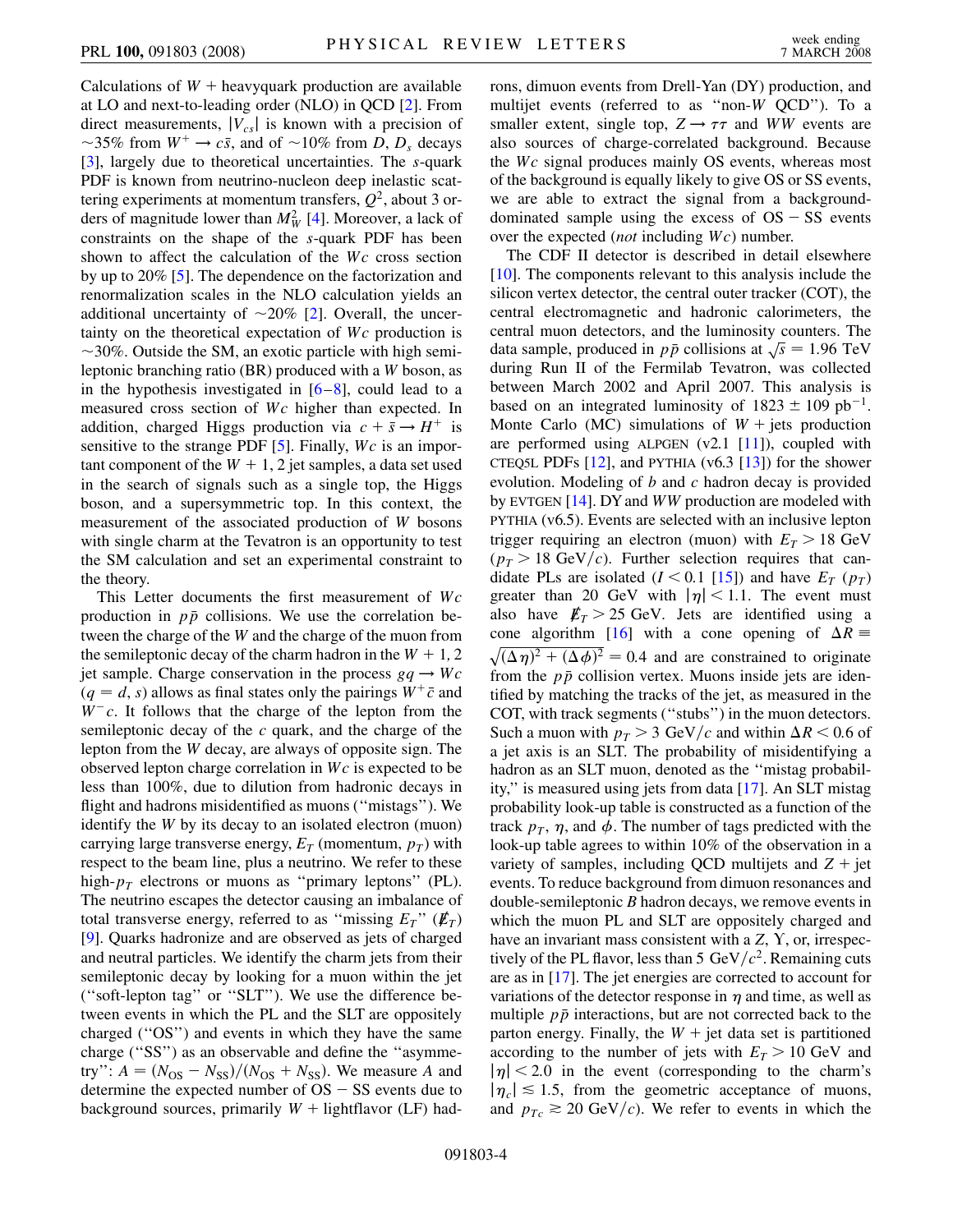Calculations of $W$ + heavyquark production are available at LO and next-to-leading order (NLO) in QCD [2]. From direct measurements, $|V_{cs}|$ is known with a precision of ~35% from $W^+ \to c\bar{s}$, and of ~10% from $D$, $D_s$ decays [3], largely due to theoretical uncertainties. The $s$-quark PDF is known from neutrino-nucleon deep inelastic scattering experiments at momentum transfers, $Q^2$, about 3 orders of magnitude lower than $M_W^2$ [4]. Moreover, a lack of constraints on the shape of the $s$-quark PDF has been shown to affect the calculation of the $Wc$ cross section by up to 20% [5]. The dependence on the factorization and renormalization scales in the NLO calculation yields an additional uncertainty of ~20% [2]. Overall, the uncertainty on the theoretical expectation of $Wc$ production is ~30%. Outside the SM, an exotic particle with high semileptonic branching ratio (BR) produced with a $W$ boson, as in the hypothesis investigated in [6–8], could lead to a measured cross section of $Wc$ higher than expected. In addition, charged Higgs production via $c + \bar{s} \to H^+$ is sensitive to the strange PDF [5]. Finally, $Wc$ is an important component of the $W$ + 1, 2 jet samples, a data set used in the search of signals such as a single top, the Higgs boson, and a supersymmetric top. In this context, the measurement of the associated production of $W$ bosons with single charm at the Tevatron is an opportunity to test the SM calculation and set an experimental constraint to the theory.

This Letter documents the first measurement of $Wc$ production in $p\bar{p}$ collisions. We use the correlation between the charge of the $W$ and the charge of the muon from the semileptonic decay of the charm hadron in the $W$ + 1, 2 jet sample. Charge conservation in the process $gq \to Wc$ ($q = d, s$) allows as final states only the pairings $W^+\bar{c}$ and $W^-c$. It follows that the charge of the lepton from the semileptonic decay of the $c$ quark, and the charge of the lepton from the $W$ decay, are always of opposite sign. The observed lepton charge correlation in $Wc$ is expected to be less than 100%, due to dilution from hadronic decays in flight and hadrons misidentified as muons ("mistags"). We identify the $W$ by its decay to an isolated electron (muon) carrying large transverse energy, $E_T$ (momentum, $p_T$) with respect to the beam line, plus a neutrino. We refer to these high-$p_T$ electrons or muons as "primary leptons" (PL). The neutrino escapes the detector causing an imbalance of total transverse energy, referred to as "missing $E_T$" ($\not\!\!E_T$) [9]. Quarks hadronize and are observed as jets of charged and neutral particles. We identify the charm jets from their semileptonic decay by looking for a muon within the jet ("soft-lepton tag" or "SLT"). We use the difference between events in which the PL and the SLT are oppositely charged ("OS") and events in which they have the same charge ("SS") as an observable and define the "asymmetry": $A = (N_{\rm OS} - N_{\rm SS})/(N_{\rm OS} + N_{\rm SS})$. We measure $A$ and determine the expected number of OS − SS events due to background sources, primarily $W$ + lightflavor (LF) hadrons, dimuon events from Drell-Yan (DY) production, and multijet events (referred to as "non-$W$ QCD"). To a smaller extent, single top, $Z \to \tau\tau$ and $WW$ events are also sources of charge-correlated background. Because the $Wc$ signal produces mainly OS events, whereas most of the background is equally likely to give OS or SS events, we are able to extract the signal from a background-dominated sample using the excess of OS − SS events over the expected (*not* including $Wc$) number.

The CDF II detector is described in detail elsewhere [10]. The components relevant to this analysis include the silicon vertex detector, the central outer tracker (COT), the central electromagnetic and hadronic calorimeters, the central muon detectors, and the luminosity counters. The data sample, produced in $p\bar{p}$ collisions at $\sqrt{s} = 1.96$ TeV during Run II of the Fermilab Tevatron, was collected between March 2002 and April 2007. This analysis is based on an integrated luminosity of $1823 \pm 109$ pb$^{-1}$. Monte Carlo (MC) simulations of $W$ + jets production are performed using ALPGEN (v2.1 [11]), coupled with CTEQ5L PDFs [12], and PYTHIA (v6.3 [13]) for the shower evolution. Modeling of $b$ and $c$ hadron decay is provided by EVTGEN [14]. DY and $WW$ production are modeled with PYTHIA (v6.5). Events are selected with an inclusive lepton trigger requiring an electron (muon) with $E_T > 18$ GeV ($p_T > 18$ GeV/$c$). Further selection requires that candidate PLs are isolated ($I < 0.1$ [15]) and have $E_T$ ($p_T$) greater than 20 GeV with $|\eta| < 1.1$. The event must also have $\not\!\!E_T > 25$ GeV. Jets are identified using a cone algorithm [16] with a cone opening of $\Delta R \equiv \sqrt{(\Delta\eta)^2 + (\Delta\phi)^2} = 0.4$ and are constrained to originate from the $p\bar{p}$ collision vertex. Muons inside jets are identified by matching the tracks of the jet, as measured in the COT, with track segments ("stubs") in the muon detectors. Such a muon with $p_T > 3$ GeV/$c$ and within $\Delta R < 0.6$ of a jet axis is an SLT. The probability of misidentifying a hadron as an SLT muon, denoted as the "mistag probability," is measured using jets from data [17]. An SLT mistag probability look-up table is constructed as a function of the track $p_T$, $\eta$, and $\phi$. The number of tags predicted with the look-up table agrees to within 10% of the observation in a variety of samples, including QCD multijets and $Z$ + jet events. To reduce background from dimuon resonances and double-semileptonic $B$ hadron decays, we remove events in which the muon PL and SLT are oppositely charged and have an invariant mass consistent with a $Z$, $\Upsilon$, or, irrespectively of the PL flavor, less than 5 GeV/$c^2$. Remaining cuts are as in [17]. The jet energies are corrected to account for variations of the detector response in $\eta$ and time, as well as multiple $p\bar{p}$ interactions, but are not corrected back to the parton energy. Finally, the $W$ + jet data set is partitioned according to the number of jets with $E_T > 10$ GeV and $|\eta| < 2.0$ in the event (corresponding to the charm's $|\eta_c| \lesssim 1.5$, from the geometric acceptance of muons, and $p_{Tc} \gtrsim 20$ GeV/$c$). We refer to events in which the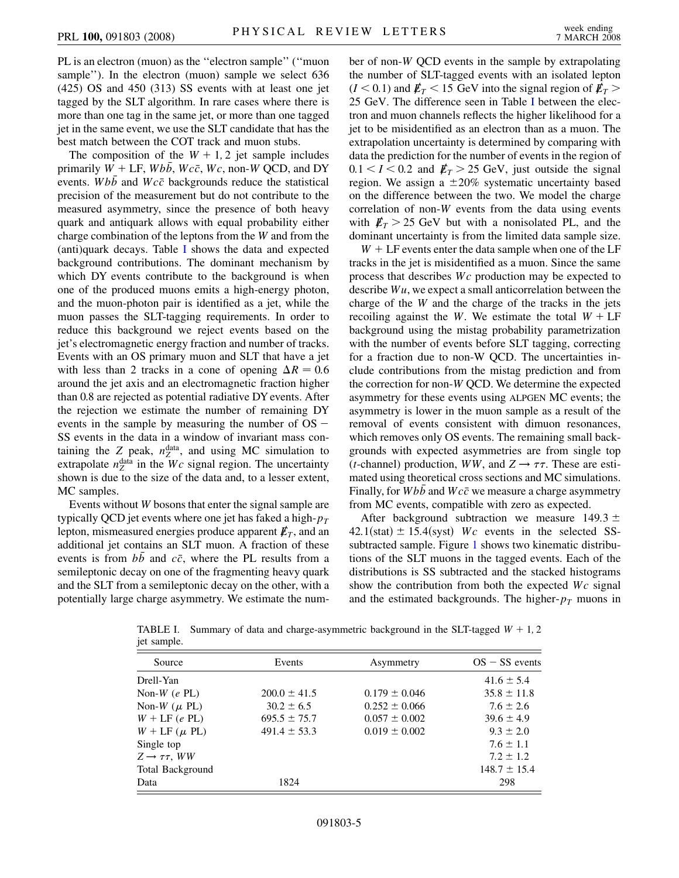PL is an electron (muon) as the "electron sample" ("muon sample"). In the electron (muon) sample we select 636 (425) OS and 450 (313) SS events with at least one jet tagged by the SLT algorithm. In rare cases where there is more than one tag in the same jet, or more than one tagged jet in the same event, we use the SLT candidate that has the best match between the COT track and muon stubs.

The composition of the $W + 1, 2$ jet sample includes primarily $W +$ LF, $Wb\bar{b}$, $Wc\bar{c}$, $Wc$, non-$W$ QCD, and DY events. $Wb\bar{b}$ and $Wc\bar{c}$ backgrounds reduce the statistical precision of the measurement but do not contribute to the measured asymmetry, since the presence of both heavy quark and antiquark allows with equal probability either charge combination of the leptons from the $W$ and from the (anti)quark decays. Table I shows the data and expected background contributions. The dominant mechanism by which DY events contribute to the background is when one of the produced muons emits a high-energy photon, and the muon-photon pair is identified as a jet, while the muon passes the SLT-tagging requirements. In order to reduce this background we reject events based on the jet's electromagnetic energy fraction and number of tracks. Events with an OS primary muon and SLT that have a jet with less than 2 tracks in a cone of opening $\Delta R = 0.6$ around the jet axis and an electromagnetic fraction higher than 0.8 are rejected as potential radiative DY events. After the rejection we estimate the number of remaining DY events in the sample by measuring the number of OS $-$ SS events in the data in a window of invariant mass containing the $Z$ peak, $n_Z^{\rm data}$, and using MC simulation to extrapolate $n_Z^{\rm data}$ in the $Wc$ signal region. The uncertainty shown is due to the size of the data and, to a lesser extent, MC samples.

Events without $W$ bosons that enter the signal sample are typically QCD jet events where one jet has faked a high-$p_T$ lepton, mismeasured energies produce apparent $\not{E}_T$, and an additional jet contains an SLT muon. A fraction of these events is from $b\bar{b}$ and $c\bar{c}$, where the PL results from a semileptonic decay on one of the fragmenting heavy quark and the SLT from a semileptonic decay on the other, with a potentially large charge asymmetry. We estimate the number of non-$W$ QCD events in the sample by extrapolating the number of SLT-tagged events with an isolated lepton ($I < 0.1$) and $\not{E}_T < 15$ GeV into the signal region of $\not{E}_T > 25$ GeV. The difference seen in Table I between the electron and muon channels reflects the higher likelihood for a jet to be misidentified as an electron than as a muon. The extrapolation uncertainty is determined by comparing with data the prediction for the number of events in the region of $0.1 < I < 0.2$ and $\not{E}_T > 25$ GeV, just outside the signal region. We assign a $\pm 20\%$ systematic uncertainty based on the difference between the two. We model the charge correlation of non-$W$ events from the data using events with $\not{E}_T > 25$ GeV but with a nonisolated PL, and the dominant uncertainty is from the limited data sample size.

$W +$ LF events enter the data sample when one of the LF tracks in the jet is misidentified as a muon. Since the same process that describes $Wc$ production may be expected to describe $Wu$, we expect a small anticorrelation between the charge of the $W$ and the charge of the tracks in the jets recoiling against the $W$. We estimate the total $W +$ LF background using the mistag probability parametrization with the number of events before SLT tagging, correcting for a fraction due to non-W QCD. The uncertainties include contributions from the mistag prediction and from the correction for non-$W$ QCD. We determine the expected asymmetry for these events using ALPGEN MC events; the asymmetry is lower in the muon sample as a result of the removal of events consistent with dimuon resonances, which removes only OS events. The remaining small backgrounds with expected asymmetries are from single top ($t$-channel) production, $WW$, and $Z \to \tau\tau$. These are estimated using theoretical cross sections and MC simulations. Finally, for $Wb\bar{b}$ and $Wc\bar{c}$ we measure a charge asymmetry from MC events, compatible with zero as expected.

After background subtraction we measure $149.3 \pm 42.1(\text{stat}) \pm 15.4(\text{syst})$ $Wc$ events in the selected SS-subtracted sample. Figure 1 shows two kinematic distributions of the SLT muons in the tagged events. Each of the distributions is SS subtracted and the stacked histograms show the contribution from both the expected $Wc$ signal and the estimated backgrounds. The higher-$p_T$ muons in

TABLE I. Summary of data and charge-asymmetric background in the SLT-tagged $W + 1, 2$ jet sample.

| Source | Events | Asymmetry | OS $-$ SS events |
|---|---|---|---|
| Drell-Yan | | | $41.6 \pm 5.4$ |
| Non-$W$ ($e$ PL) | $200.0 \pm 41.5$ | $0.179 \pm 0.046$ | $35.8 \pm 11.8$ |
| Non-$W$ ($\mu$ PL) | $30.2 \pm 6.5$ | $0.252 \pm 0.066$ | $7.6 \pm 2.6$ |
| $W +$ LF ($e$ PL) | $695.5 \pm 75.7$ | $0.057 \pm 0.002$ | $39.6 \pm 4.9$ |
| $W +$ LF ($\mu$ PL) | $491.4 \pm 53.3$ | $0.019 \pm 0.002$ | $9.3 \pm 2.0$ |
| Single top | | | $7.6 \pm 1.1$ |
| $Z \to \tau\tau$, $WW$ | | | $7.2 \pm 1.2$ |
| Total Background | | | $148.7 \pm 15.4$ |
| Data | 1824 | | 298 |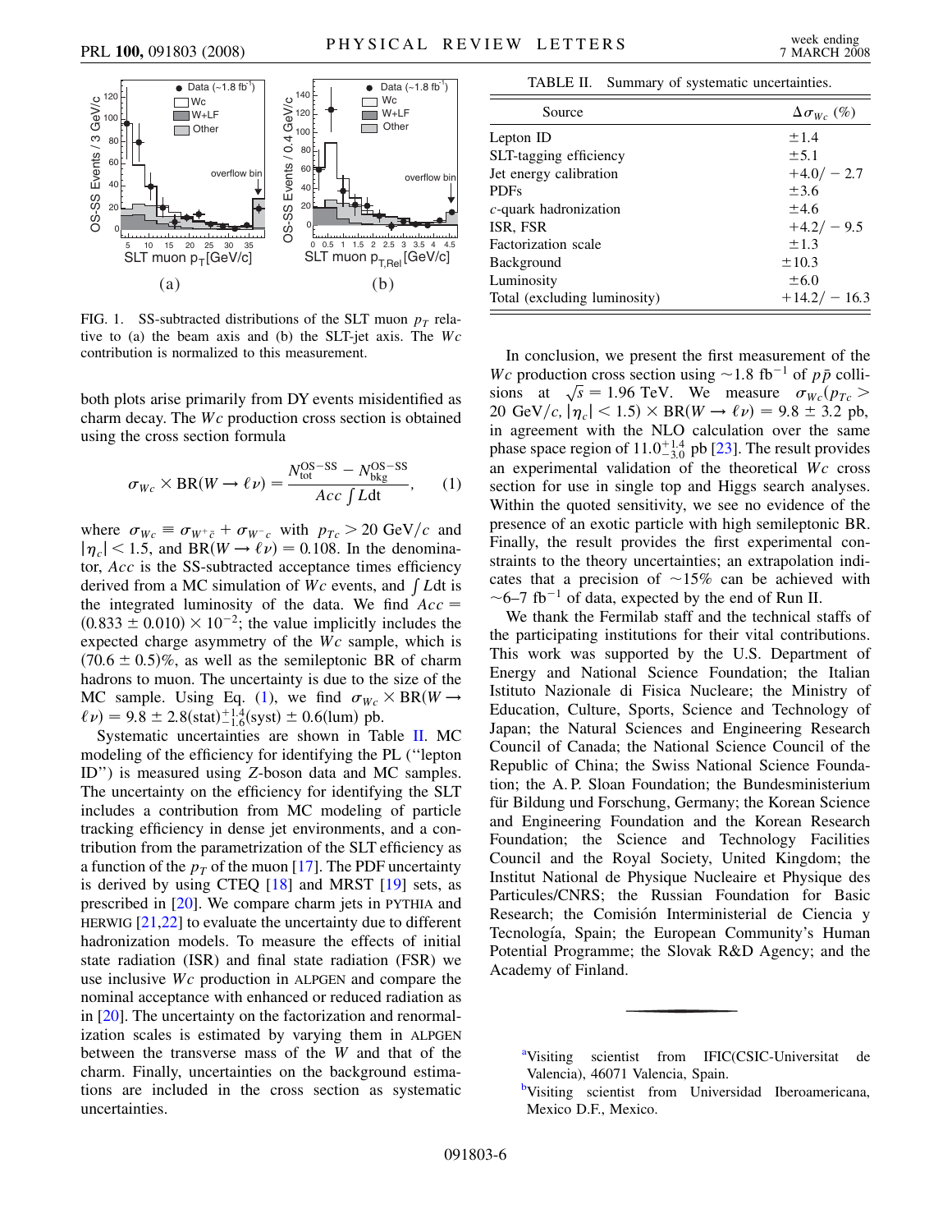FIG. 1. SS-subtracted distributions of the SLT muon $p_T$ relative to (a) the beam axis and (b) the SLT-jet axis. The $Wc$ contribution is normalized to this measurement.

both plots arise primarily from DY events misidentified as charm decay. The $Wc$ production cross section is obtained using the cross section formula

$$\sigma_{Wc} \times \mathrm{BR}(W \to \ell\nu) = \frac{N_{\mathrm{tot}}^{\mathrm{OS-SS}} - N_{\mathrm{bkg}}^{\mathrm{OS-SS}}}{Acc \int L dt}, \qquad (1)$$

where $\sigma_{Wc} \equiv \sigma_{W^+\bar{c}} + \sigma_{W^-c}$ with $p_{Tc} > 20$ GeV/$c$ and $|\eta_c| < 1.5$, and $\mathrm{BR}(W \to \ell\nu) = 0.108$. In the denominator, $Acc$ is the SS-subtracted acceptance times efficiency derived from a MC simulation of $Wc$ events, and $\int L dt$ is the integrated luminosity of the data. We find $Acc = (0.833 \pm 0.010) \times 10^{-2}$; the value implicitly includes the expected charge asymmetry of the $Wc$ sample, which is $(70.6 \pm 0.5)\%$, as well as the semileptonic BR of charm hadrons to muon. The uncertainty is due to the size of the MC sample. Using Eq. (1), we find $\sigma_{Wc} \times \mathrm{BR}(W \to \ell\nu) = 9.8 \pm 2.8(\mathrm{stat})^{+1.4}_{-1.6}(\mathrm{syst}) \pm 0.6(\mathrm{lum})$ pb.

Systematic uncertainties are shown in Table II. MC modeling of the efficiency for identifying the PL ("lepton ID") is measured using $Z$-boson data and MC samples. The uncertainty on the efficiency for identifying the SLT includes a contribution from MC modeling of particle tracking efficiency in dense jet environments, and a contribution from the parametrization of the SLT efficiency as a function of the $p_T$ of the muon [17]. The PDF uncertainty is derived by using CTEQ [18] and MRST [19] sets, as prescribed in [20]. We compare charm jets in PYTHIA and HERWIG [21,22] to evaluate the uncertainty due to different hadronization models. To measure the effects of initial state radiation (ISR) and final state radiation (FSR) we use inclusive $Wc$ production in ALPGEN and compare the nominal acceptance with enhanced or reduced radiation as in [20]. The uncertainty on the factorization and renormalization scales is estimated by varying them in ALPGEN between the transverse mass of the $W$ and that of the charm. Finally, uncertainties on the background estimations are included in the cross section as systematic uncertainties.

TABLE II. Summary of systematic uncertainties.

| Source | $\Delta\sigma_{Wc}$ (%) |
|---|---|
| Lepton ID | $\pm 1.4$ |
| SLT-tagging efficiency | $\pm 5.1$ |
| Jet energy calibration | $+4.0/-2.7$ |
| PDFs | $\pm 3.6$ |
| $c$-quark hadronization | $\pm 4.6$ |
| ISR, FSR | $+4.2/-9.5$ |
| Factorization scale | $\pm 1.3$ |
| Background | $\pm 10.3$ |
| Luminosity | $\pm 6.0$ |
| Total (excluding luminosity) | $+14.2/-16.3$ |

In conclusion, we present the first measurement of the $Wc$ production cross section using $\sim$1.8 fb$^{-1}$ of $p\bar{p}$ collisions at $\sqrt{s} = 1.96$ TeV. We measure $\sigma_{Wc}(p_{Tc} > 20$ GeV/$c$, $|\eta_c| < 1.5) \times \mathrm{BR}(W \to \ell\nu) = 9.8 \pm 3.2$ pb, in agreement with the NLO calculation over the same phase space region of $11.0^{+1.4}_{-3.0}$ pb [23]. The result provides an experimental validation of the theoretical $Wc$ cross section for use in single top and Higgs search analyses. Within the quoted sensitivity, we see no evidence of the presence of an exotic particle with high semileptonic BR. Finally, the result provides the first experimental constraints to the theory uncertainties; an extrapolation indicates that a precision of $\sim$15% can be achieved with $\sim$6–7 fb$^{-1}$ of data, expected by the end of Run II.

We thank the Fermilab staff and the technical staffs of the participating institutions for their vital contributions. This work was supported by the U.S. Department of Energy and National Science Foundation; the Italian Istituto Nazionale di Fisica Nucleare; the Ministry of Education, Culture, Sports, Science and Technology of Japan; the Natural Sciences and Engineering Research Council of Canada; the National Science Council of the Republic of China; the Swiss National Science Foundation; the A. P. Sloan Foundation; the Bundesministerium für Bildung und Forschung, Germany; the Korean Science and Engineering Foundation and the Korean Research Foundation; the Science and Technology Facilities Council and the Royal Society, United Kingdom; the Institut National de Physique Nucleaire et Physique des Particules/CNRS; the Russian Foundation for Basic Research; the Comisión Interministerial de Ciencia y Tecnología, Spain; the European Community's Human Potential Programme; the Slovak R&D Agency; and the Academy of Finland.

[a]Visiting scientist from IFIC(CSIC-Universitat de Valencia), 46071 Valencia, Spain.

[b]Visiting scientist from Universidad Iberoamericana, Mexico D.F., Mexico.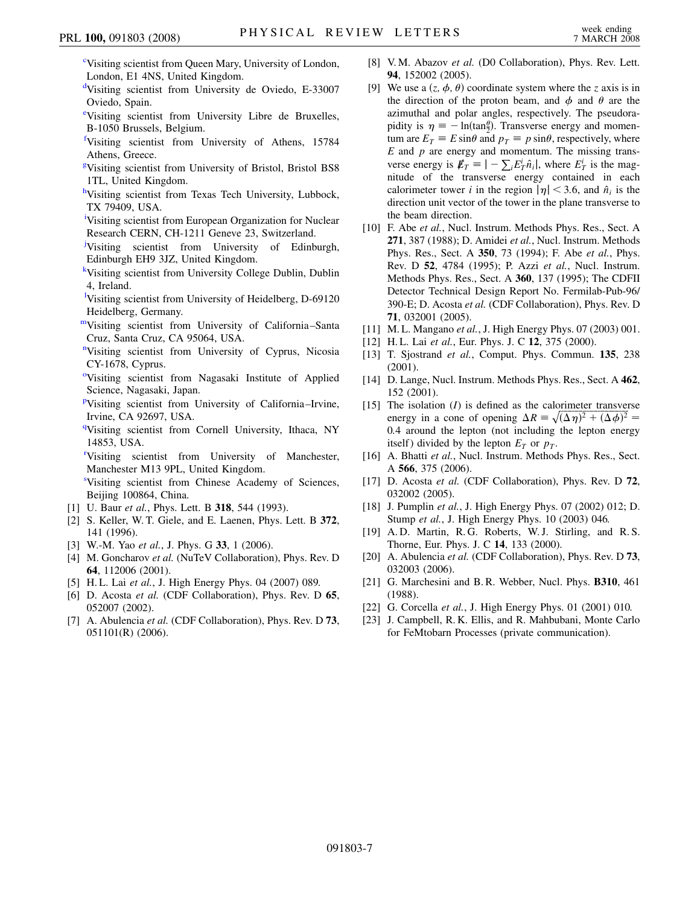[c]Visiting scientist from Queen Mary, University of London, London, E1 4NS, United Kingdom.

[d]Visiting scientist from University de Oviedo, E-33007 Oviedo, Spain.

[e]Visiting scientist from University Libre de Bruxelles, B-1050 Brussels, Belgium.

[f]Visiting scientist from University of Athens, 15784 Athens, Greece.

[g]Visiting scientist from University of Bristol, Bristol BS8 1TL, United Kingdom.

[h]Visiting scientist from Texas Tech University, Lubbock, TX 79409, USA.

[i]Visiting scientist from European Organization for Nuclear Research CERN, CH-1211 Geneve 23, Switzerland.

[j]Visiting scientist from University of Edinburgh, Edinburgh EH9 3JZ, United Kingdom.

[k]Visiting scientist from University College Dublin, Dublin 4, Ireland.

[l]Visiting scientist from University of Heidelberg, D-69120 Heidelberg, Germany.

[m]Visiting scientist from University of California–Santa Cruz, Santa Cruz, CA 95064, USA.

[n]Visiting scientist from University of Cyprus, Nicosia CY-1678, Cyprus.

[o]Visiting scientist from Nagasaki Institute of Applied Science, Nagasaki, Japan.

[p]Visiting scientist from University of California–Irvine, Irvine, CA 92697, USA.

[q]Visiting scientist from Cornell University, Ithaca, NY 14853, USA.

[r]Visiting scientist from University of Manchester, Manchester M13 9PL, United Kingdom.

[s]Visiting scientist from Chinese Academy of Sciences, Beijing 100864, China.

[1] U. Baur *et al.*, Phys. Lett. B **318**, 544 (1993).

[2] S. Keller, W. T. Giele, and E. Laenen, Phys. Lett. B **372**, 141 (1996).

[3] W.-M. Yao *et al.*, J. Phys. G **33**, 1 (2006).

[4] M. Goncharov *et al.* (NuTeV Collaboration), Phys. Rev. D **64**, 112006 (2001).

[5] H. L. Lai *et al.*, J. High Energy Phys. 04 (2007) 089.

[6] D. Acosta *et al.* (CDF Collaboration), Phys. Rev. D **65**, 052007 (2002).

[7] A. Abulencia *et al.* (CDF Collaboration), Phys. Rev. D **73**, 051101(R) (2006).

[8] V. M. Abazov *et al.* (D0 Collaboration), Phys. Rev. Lett. **94**, 152002 (2005).

[9] We use a $(z, \phi, \theta)$ coordinate system where the $z$ axis is in the direction of the proton beam, and $\phi$ and $\theta$ are the azimuthal and polar angles, respectively. The pseudorapidity is $\eta \equiv -\ln(\tan\frac{\theta}{2})$. Transverse energy and momentum are $E_T \equiv E\sin\theta$ and $p_T \equiv p\sin\theta$, respectively, where $E$ and $p$ are energy and momentum. The missing transverse energy is $\not{E}_T \equiv |-\sum_i E_T^i \hat{n}_i|$, where $E_T^i$ is the magnitude of the transverse energy contained in each calorimeter tower $i$ in the region $|\eta| < 3.6$, and $\hat{n}_i$ is the direction unit vector of the tower in the plane transverse to the beam direction.

[10] F. Abe *et al.*, Nucl. Instrum. Methods Phys. Res., Sect. A **271**, 387 (1988); D. Amidei *et al.*, Nucl. Instrum. Methods Phys. Res., Sect. A **350**, 73 (1994); F. Abe *et al.*, Phys. Rev. D **52**, 4784 (1995); P. Azzi *et al.*, Nucl. Instrum. Methods Phys. Res., Sect. A **360**, 137 (1995); The CDFII Detector Technical Design Report No. Fermilab-Pub-96/390-E; D. Acosta *et al.* (CDF Collaboration), Phys. Rev. D **71**, 032001 (2005).

[11] M. L. Mangano *et al.*, J. High Energy Phys. 07 (2003) 001.

[12] H. L. Lai *et al.*, Eur. Phys. J. C **12**, 375 (2000).

[13] T. Sjostrand *et al.*, Comput. Phys. Commun. **135**, 238 (2001).

[14] D. Lange, Nucl. Instrum. Methods Phys. Res., Sect. A **462**, 152 (2001).

[15] The isolation $(I)$ is defined as the calorimeter transverse energy in a cone of opening $\Delta R \equiv \sqrt{(\Delta\eta)^2 + (\Delta\phi)^2} = 0.4$ around the lepton (not including the lepton energy itself) divided by the lepton $E_T$ or $p_T$.

[16] A. Bhatti *et al.*, Nucl. Instrum. Methods Phys. Res., Sect. A **566**, 375 (2006).

[17] D. Acosta *et al.* (CDF Collaboration), Phys. Rev. D **72**, 032002 (2005).

[18] J. Pumplin *et al.*, J. High Energy Phys. 07 (2002) 012; D. Stump *et al.*, J. High Energy Phys. 10 (2003) 046.

[19] A. D. Martin, R. G. Roberts, W. J. Stirling, and R. S. Thorne, Eur. Phys. J. C **14**, 133 (2000).

[20] A. Abulencia *et al.* (CDF Collaboration), Phys. Rev. D **73**, 032003 (2006).

[21] G. Marchesini and B. R. Webber, Nucl. Phys. **B310**, 461 (1988).

[22] G. Corcella *et al.*, J. High Energy Phys. 01 (2001) 010.

[23] J. Campbell, R. K. Ellis, and R. Mahbubani, Monte Carlo for FeMtobarn Processes (private communication).